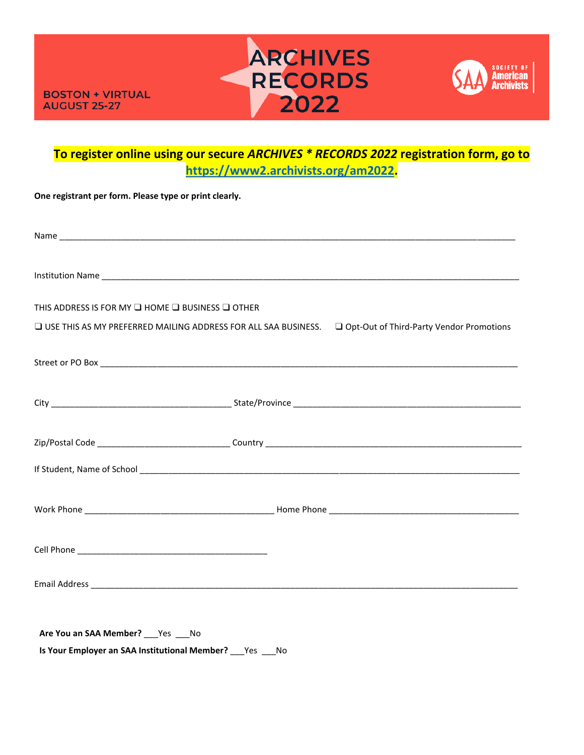BOSTON + VIRTUAL
AUGUST 25-27

# ARCHIVES RECORDS 2022

SOCIETY OF American Archivists

**To register online using our secure *ARCHIVES * RECORDS 2022* registration form, go to [https://www2.archivists.org/am2022](https://www2.archivists.org/am2022).**

**One registrant per form. Please type or print clearly.**

Name ____________________________________________________________________________________________

Institution Name _________________________________________________________________________________

THIS ADDRESS IS FOR MY ❑ HOME ❑ BUSINESS ❑ OTHER

❑ USE THIS AS MY PREFERRED MAILING ADDRESS FOR ALL SAA BUSINESS. ❑ Opt-Out of Third-Party Vendor Promotions

Street or PO Box _________________________________________________________________________________

City ______________________________________ State/Province _________________________________________________

Zip/Postal Code ____________________________ Country ________________________________________________________

If Student, Name of School _________________________________________________________________________

Work Phone ________________________________________ Home Phone ________________________________________

Cell Phone ________________________________________

Email Address ____________________________________________________________________________________

**Are You an SAA Member?** ___Yes ___No

**Is Your Employer an SAA Institutional Member?** ___Yes ___No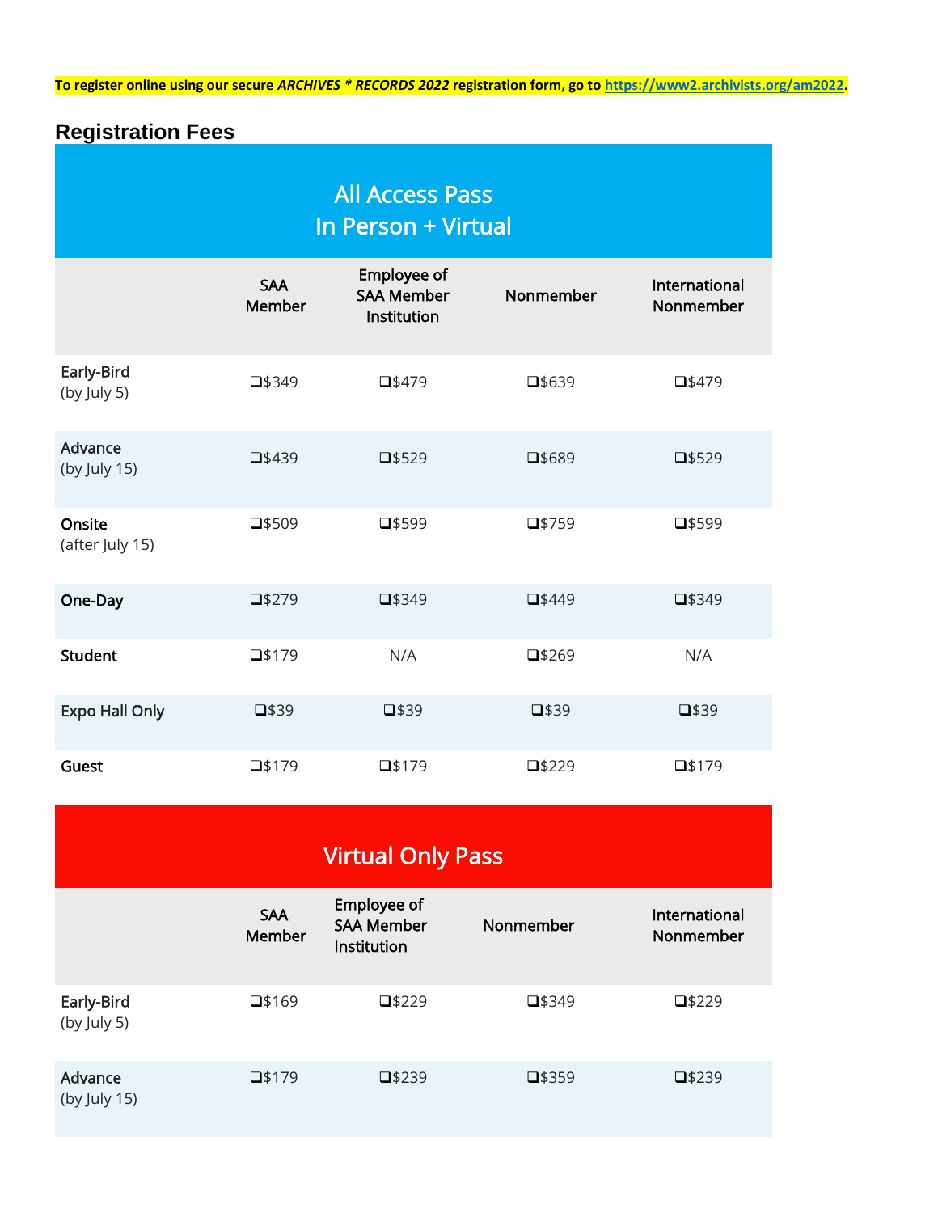**To register online using our secure *ARCHIVES * RECORDS 2022* registration form, go to [https://www2.archivists.org/am2022](https://www2.archivists.org/am2022).**

## Registration Fees

| All Access Pass<br>In Person + Virtual | | | | |
|---|---|---|---|---|
| | SAA Member | Employee of SAA Member Institution | Nonmember | International Nonmember |
| Early-Bird<br>(by July 5) | ❑$349 | ❑$479 | ❑$639 | ❑$479 |
| Advance<br>(by July 15) | ❑$439 | ❑$529 | ❑$689 | ❑$529 |
| Onsite<br>(after July 15) | ❑$509 | ❑$599 | ❑$759 | ❑$599 |
| One-Day | ❑$279 | ❑$349 | ❑$449 | ❑$349 |
| Student | ❑$179 | N/A | ❑$269 | N/A |
| Expo Hall Only | ❑$39 | ❑$39 | ❑$39 | ❑$39 |
| Guest | ❑$179 | ❑$179 | ❑$229 | ❑$179 |

| Virtual Only Pass | | | | |
|---|---|---|---|---|
| | SAA Member | Employee of SAA Member Institution | Nonmember | International Nonmember |
| Early-Bird<br>(by July 5) | ❑$169 | ❑$229 | ❑$349 | ❑$229 |
| Advance<br>(by July 15) | ❑$179 | ❑$239 | ❑$359 | ❑$239 |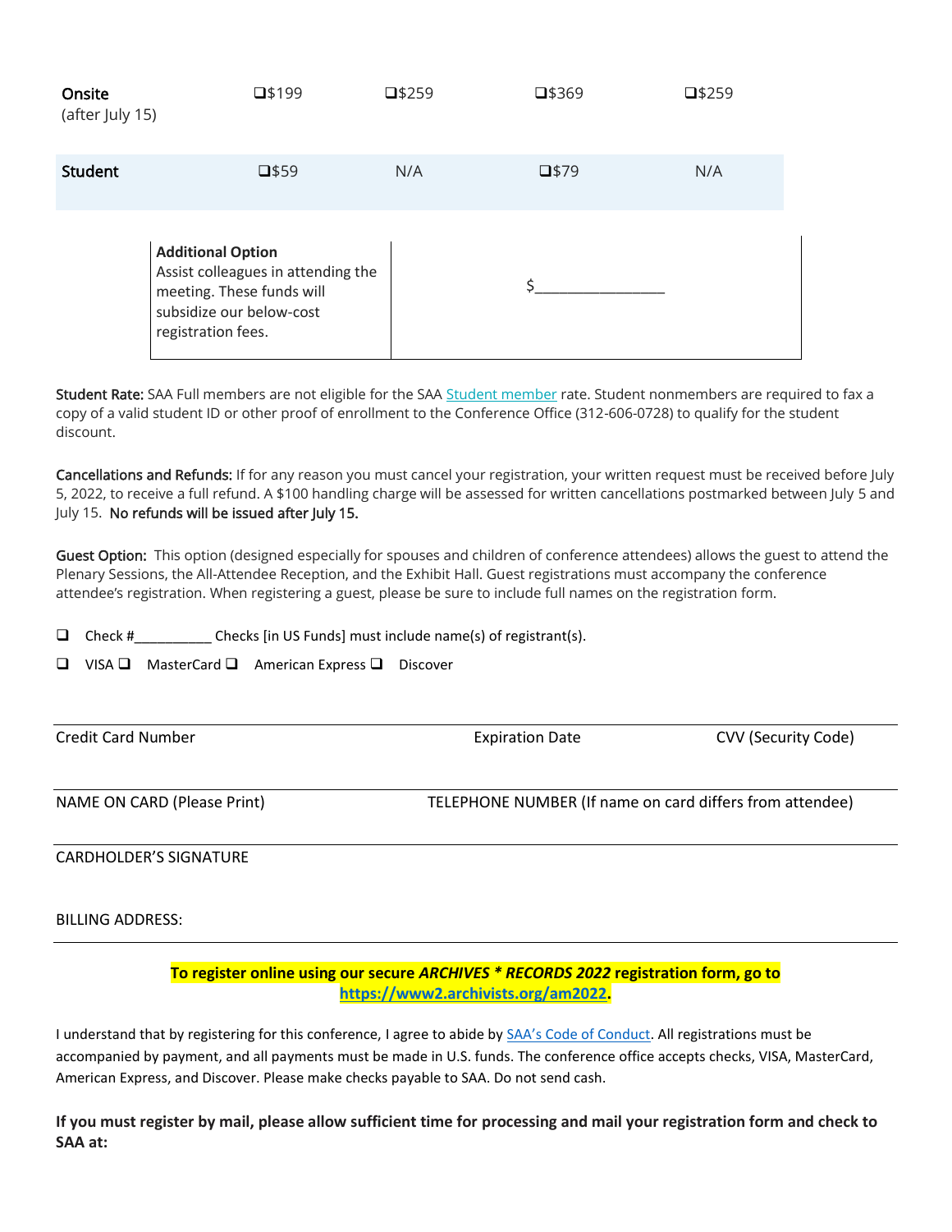| | | | | |
|---|---|---|---|---|
| **Onsite** (after July 15) | ❑$199 | ❑$259 | ❑$369 | ❑$259 |
| **Student** | ❑$59 | N/A | ❑$79 | N/A |

| | |
|---|---|
| **Additional Option** Assist colleagues in attending the meeting. These funds will subsidize our below-cost registration fees. | $________________ |

**Student Rate:** SAA Full members are not eligible for the SAA Student member rate. Student nonmembers are required to fax a copy of a valid student ID or other proof of enrollment to the Conference Office (312-606-0728) to qualify for the student discount.

**Cancellations and Refunds:** If for any reason you must cancel your registration, your written request must be received before July 5, 2022, to receive a full refund. A $100 handling charge will be assessed for written cancellations postmarked between July 5 and July 15. **No refunds will be issued after July 15.**

**Guest Option:** This option (designed especially for spouses and children of conference attendees) allows the guest to attend the Plenary Sessions, the All-Attendee Reception, and the Exhibit Hall. Guest registrations must accompany the conference attendee's registration. When registering a guest, please be sure to include full names on the registration form.

❑ Check #__________ Checks [in US Funds] must include name(s) of registrant(s).

❑ VISA ❑ MasterCard ❑ American Express ❑ Discover

Credit Card Number &nbsp;&nbsp;&nbsp; Expiration Date &nbsp;&nbsp;&nbsp; CVV (Security Code)

NAME ON CARD (Please Print) &nbsp;&nbsp;&nbsp; TELEPHONE NUMBER (If name on card differs from attendee)

CARDHOLDER'S SIGNATURE

BILLING ADDRESS:

**To register online using our secure *ARCHIVES * RECORDS 2022* registration form, go to https://www2.archivists.org/am2022.**

I understand that by registering for this conference, I agree to abide by SAA's Code of Conduct. All registrations must be accompanied by payment, and all payments must be made in U.S. funds. The conference office accepts checks, VISA, MasterCard, American Express, and Discover. Please make checks payable to SAA. Do not send cash.

**If you must register by mail, please allow sufficient time for processing and mail your registration form and check to SAA at:**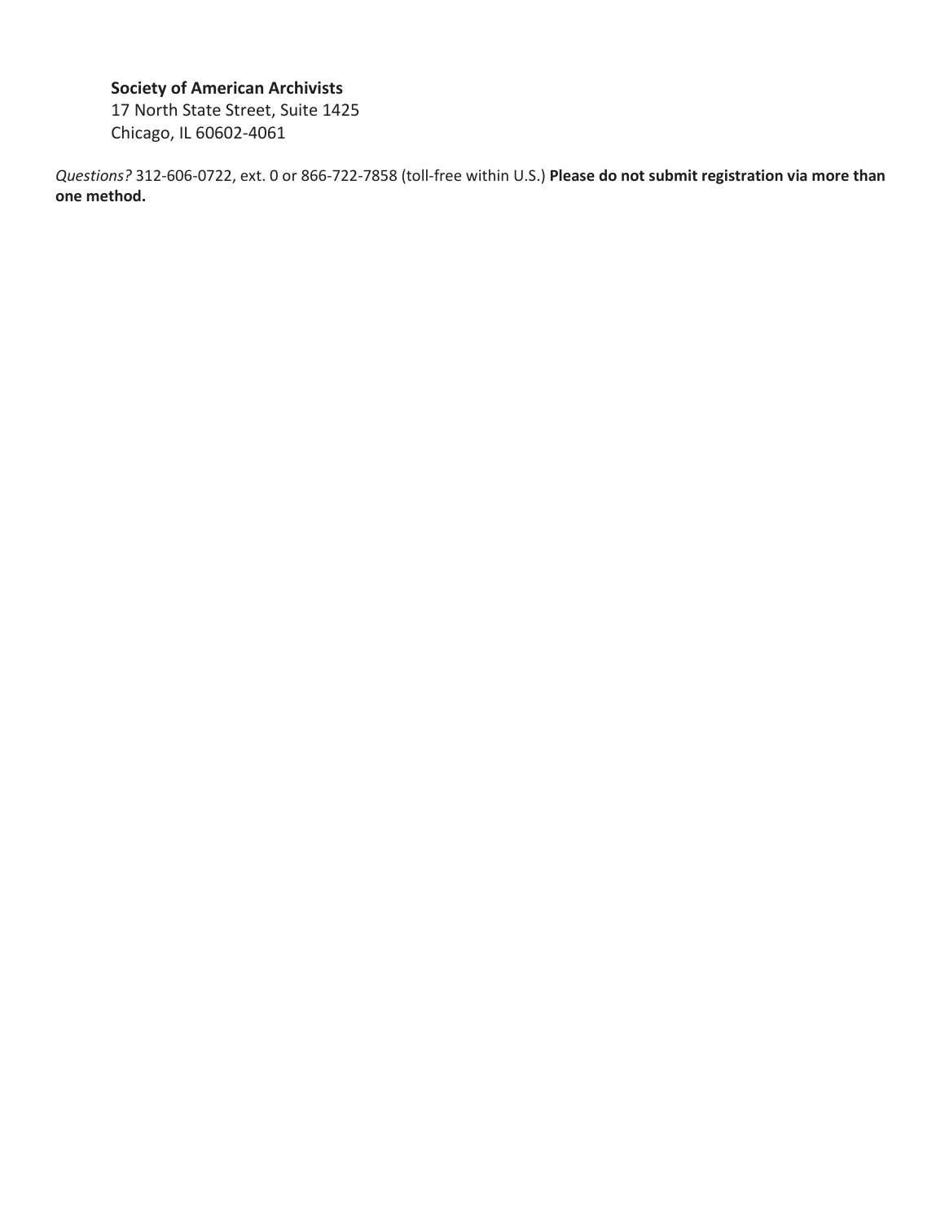**Society of American Archivists**
17 North State Street, Suite 1425
Chicago, IL 60602-4061

*Questions?* 312-606-0722, ext. 0 or 866-722-7858 (toll-free within U.S.) **Please do not submit registration via more than one method.**